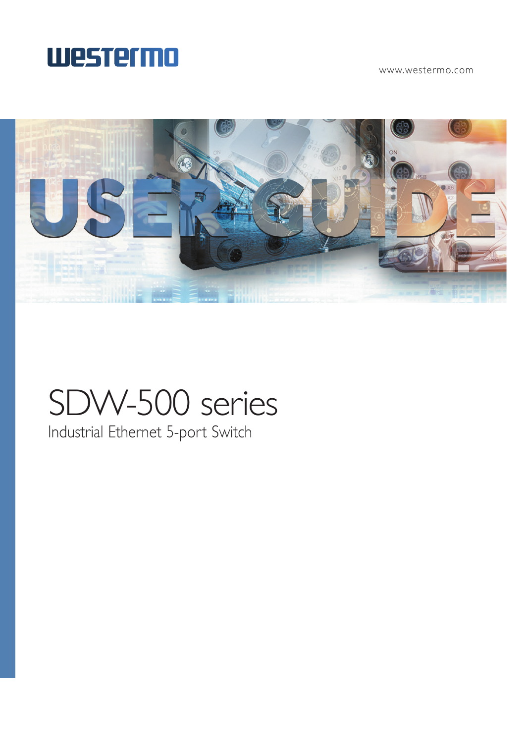westermo

www.westermo.com

USER GUIDE

# SDW-500 series

Industrial Ethernet 5-port Switch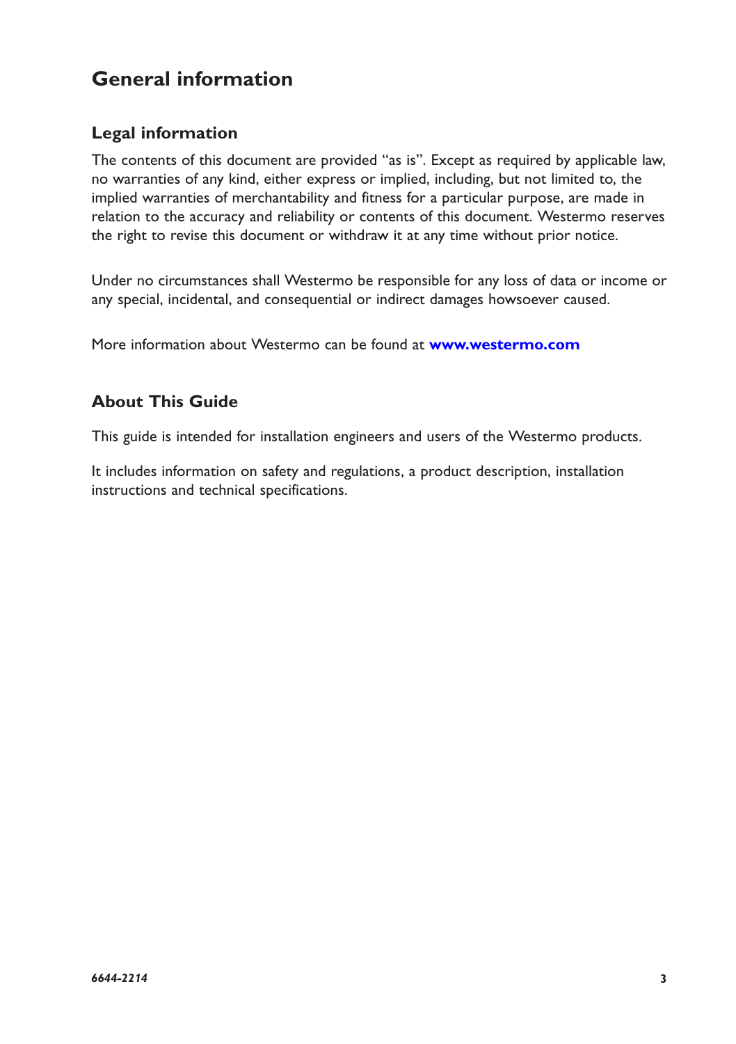# General information

## Legal information

The contents of this document are provided "as is". Except as required by applicable law, no warranties of any kind, either express or implied, including, but not limited to, the implied warranties of merchantability and fitness for a particular purpose, are made in relation to the accuracy and reliability or contents of this document. Westermo reserves the right to revise this document or withdraw it at any time without prior notice.

Under no circumstances shall Westermo be responsible for any loss of data or income or any special, incidental, and consequential or indirect damages howsoever caused.

More information about Westermo can be found at **www.westermo.com**

## About This Guide

This guide is intended for installation engineers and users of the Westermo products.

It includes information on safety and regulations, a product description, installation instructions and technical specifications.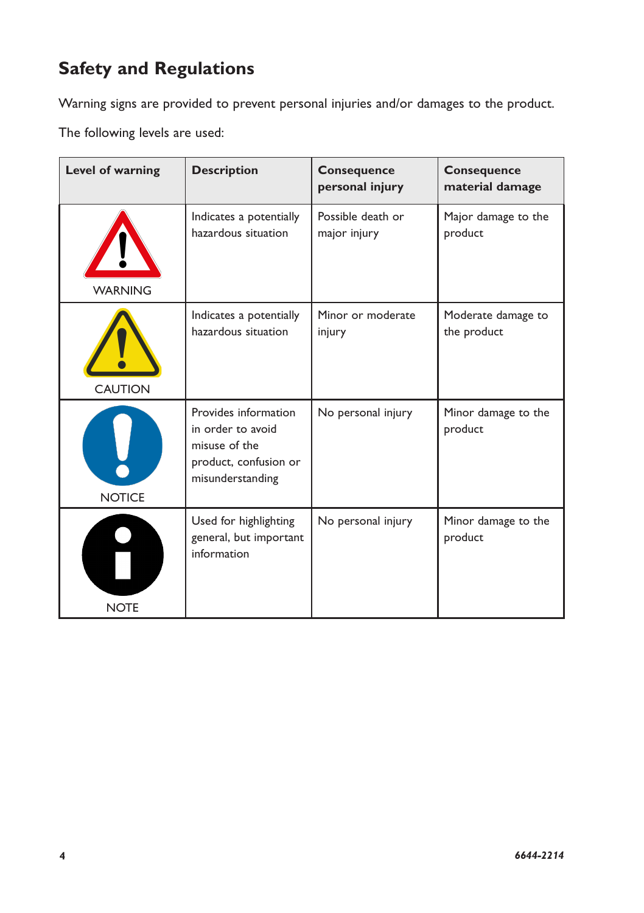# Safety and Regulations

Warning signs are provided to prevent personal injuries and/or damages to the product.

The following levels are used:

| Level of warning | Description | Consequence personal injury | Consequence material damage |
|---|---|---|---|
| WARNING | Indicates a potentially hazardous situation | Possible death or major injury | Major damage to the product |
| CAUTION | Indicates a potentially hazardous situation | Minor or moderate injury | Moderate damage to the product |
| NOTICE | Provides information in order to avoid misuse of the product, confusion or misunderstanding | No personal injury | Minor damage to the product |
| NOTE | Used for highlighting general, but important information | No personal injury | Minor damage to the product |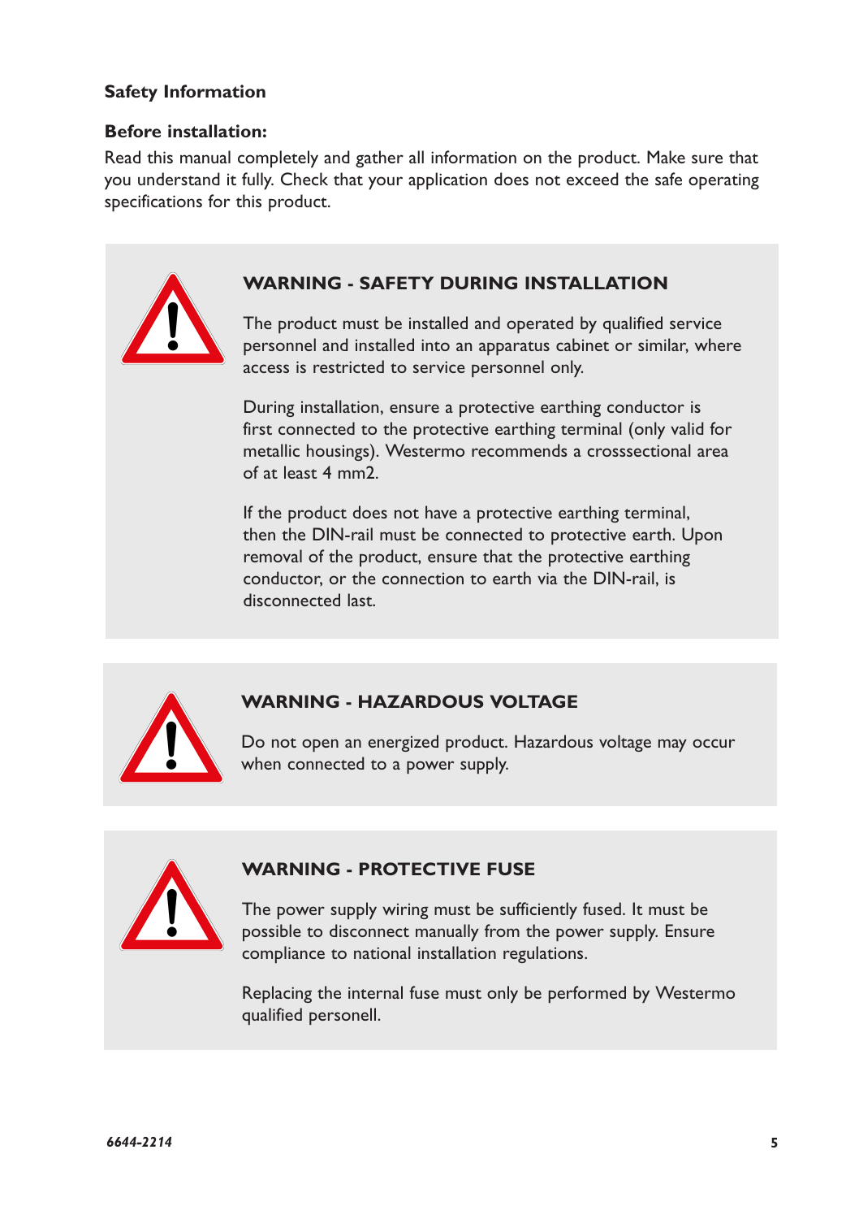## Safety Information

### Before installation:

Read this manual completely and gather all information on the product. Make sure that you understand it fully. Check that your application does not exceed the safe operating specifications for this product.

### WARNING - SAFETY DURING INSTALLATION

The product must be installed and operated by qualified service personnel and installed into an apparatus cabinet or similar, where access is restricted to service personnel only.

During installation, ensure a protective earthing conductor is first connected to the protective earthing terminal (only valid for metallic housings). Westermo recommends a crosssectional area of at least 4 mm2.

If the product does not have a protective earthing terminal, then the DIN-rail must be connected to protective earth. Upon removal of the product, ensure that the protective earthing conductor, or the connection to earth via the DIN-rail, is disconnected last.

### WARNING - HAZARDOUS VOLTAGE

Do not open an energized product. Hazardous voltage may occur when connected to a power supply.

### WARNING - PROTECTIVE FUSE

The power supply wiring must be sufficiently fused. It must be possible to disconnect manually from the power supply. Ensure compliance to national installation regulations.

Replacing the internal fuse must only be performed by Westermo qualified personell.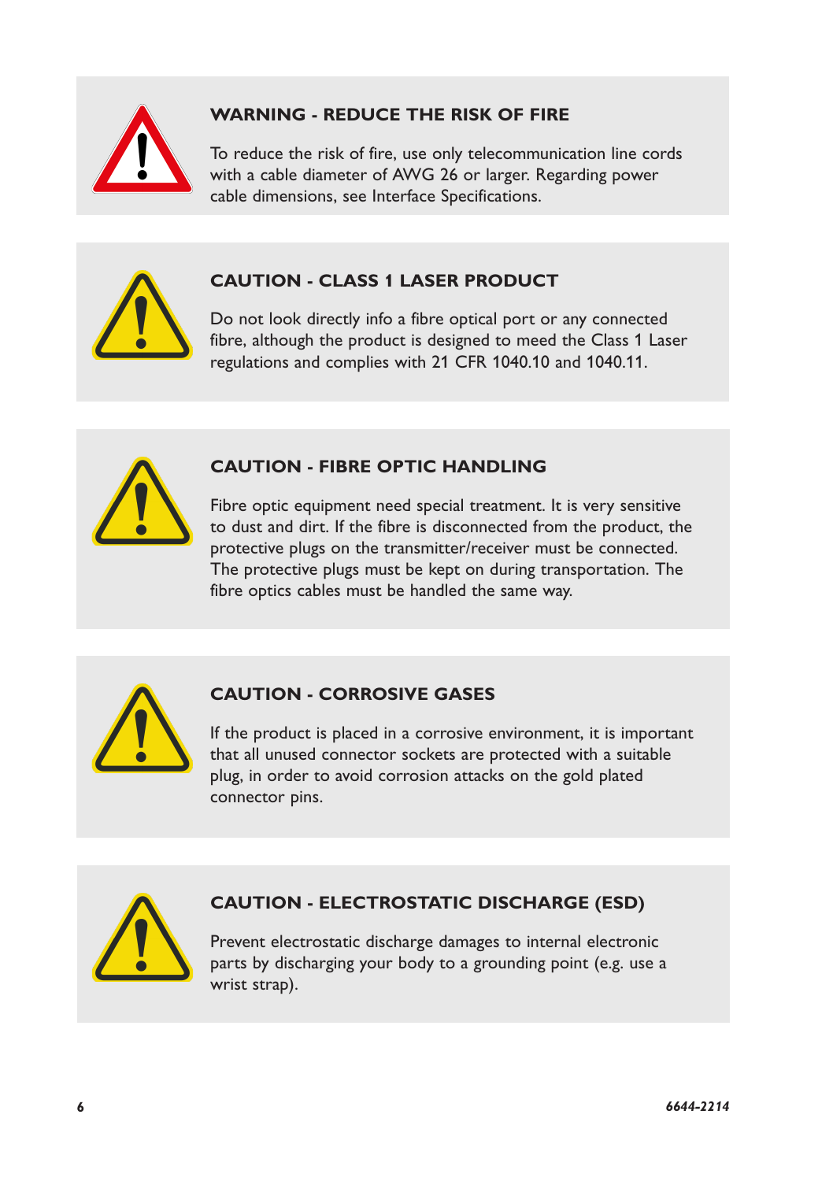### WARNING - REDUCE THE RISK OF FIRE

To reduce the risk of fire, use only telecommunication line cords with a cable diameter of AWG 26 or larger. Regarding power cable dimensions, see Interface Specifications.

### CAUTION - CLASS 1 LASER PRODUCT

Do not look directly info a fibre optical port or any connected fibre, although the product is designed to meed the Class 1 Laser regulations and complies with 21 CFR 1040.10 and 1040.11.

### CAUTION - FIBRE OPTIC HANDLING

Fibre optic equipment need special treatment. It is very sensitive to dust and dirt. If the fibre is disconnected from the product, the protective plugs on the transmitter/receiver must be connected. The protective plugs must be kept on during transportation. The fibre optics cables must be handled the same way.

### CAUTION - CORROSIVE GASES

If the product is placed in a corrosive environment, it is important that all unused connector sockets are protected with a suitable plug, in order to avoid corrosion attacks on the gold plated connector pins.

### CAUTION - ELECTROSTATIC DISCHARGE (ESD)

Prevent electrostatic discharge damages to internal electronic parts by discharging your body to a grounding point (e.g. use a wrist strap).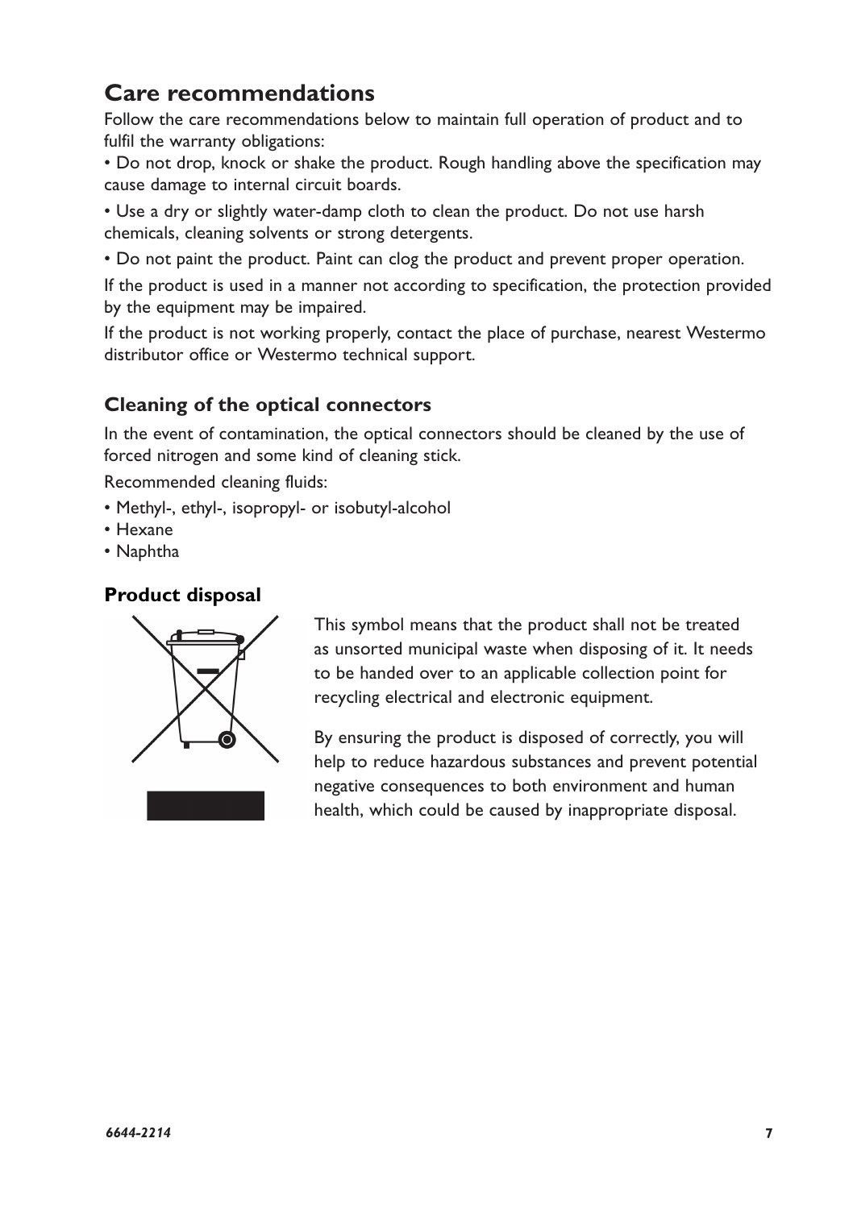## Care recommendations

Follow the care recommendations below to maintain full operation of product and to fulfil the warranty obligations:

• Do not drop, knock or shake the product. Rough handling above the specification may cause damage to internal circuit boards.

• Use a dry or slightly water-damp cloth to clean the product. Do not use harsh chemicals, cleaning solvents or strong detergents.

• Do not paint the product. Paint can clog the product and prevent proper operation.

If the product is used in a manner not according to specification, the protection provided by the equipment may be impaired.

If the product is not working properly, contact the place of purchase, nearest Westermo distributor office or Westermo technical support.

### Cleaning of the optical connectors

In the event of contamination, the optical connectors should be cleaned by the use of forced nitrogen and some kind of cleaning stick.

Recommended cleaning fluids:

- Methyl-, ethyl-, isopropyl- or isobutyl-alcohol
- Hexane
- Naphtha

### Product disposal

This symbol means that the product shall not be treated as unsorted municipal waste when disposing of it. It needs to be handed over to an applicable collection point for recycling electrical and electronic equipment.

By ensuring the product is disposed of correctly, you will help to reduce hazardous substances and prevent potential negative consequences to both environment and human health, which could be caused by inappropriate disposal.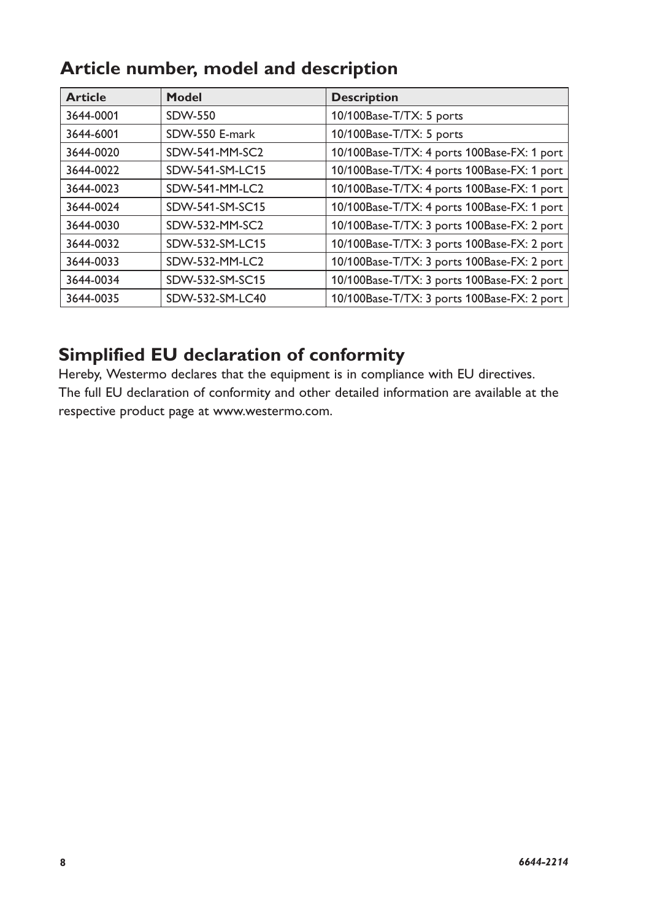## Article number, model and description

| Article | Model | Description |
|---|---|---|
| 3644-0001 | SDW-550 | 10/100Base-T/TX: 5 ports |
| 3644-6001 | SDW-550 E-mark | 10/100Base-T/TX: 5 ports |
| 3644-0020 | SDW-541-MM-SC2 | 10/100Base-T/TX: 4 ports 100Base-FX: 1 port |
| 3644-0022 | SDW-541-SM-LC15 | 10/100Base-T/TX: 4 ports 100Base-FX: 1 port |
| 3644-0023 | SDW-541-MM-LC2 | 10/100Base-T/TX: 4 ports 100Base-FX: 1 port |
| 3644-0024 | SDW-541-SM-SC15 | 10/100Base-T/TX: 4 ports 100Base-FX: 1 port |
| 3644-0030 | SDW-532-MM-SC2 | 10/100Base-T/TX: 3 ports 100Base-FX: 2 port |
| 3644-0032 | SDW-532-SM-LC15 | 10/100Base-T/TX: 3 ports 100Base-FX: 2 port |
| 3644-0033 | SDW-532-MM-LC2 | 10/100Base-T/TX: 3 ports 100Base-FX: 2 port |
| 3644-0034 | SDW-532-SM-SC15 | 10/100Base-T/TX: 3 ports 100Base-FX: 2 port |
| 3644-0035 | SDW-532-SM-LC40 | 10/100Base-T/TX: 3 ports 100Base-FX: 2 port |

## Simplified EU declaration of conformity

Hereby, Westermo declares that the equipment is in compliance with EU directives.
The full EU declaration of conformity and other detailed information are available at the respective product page at www.westermo.com.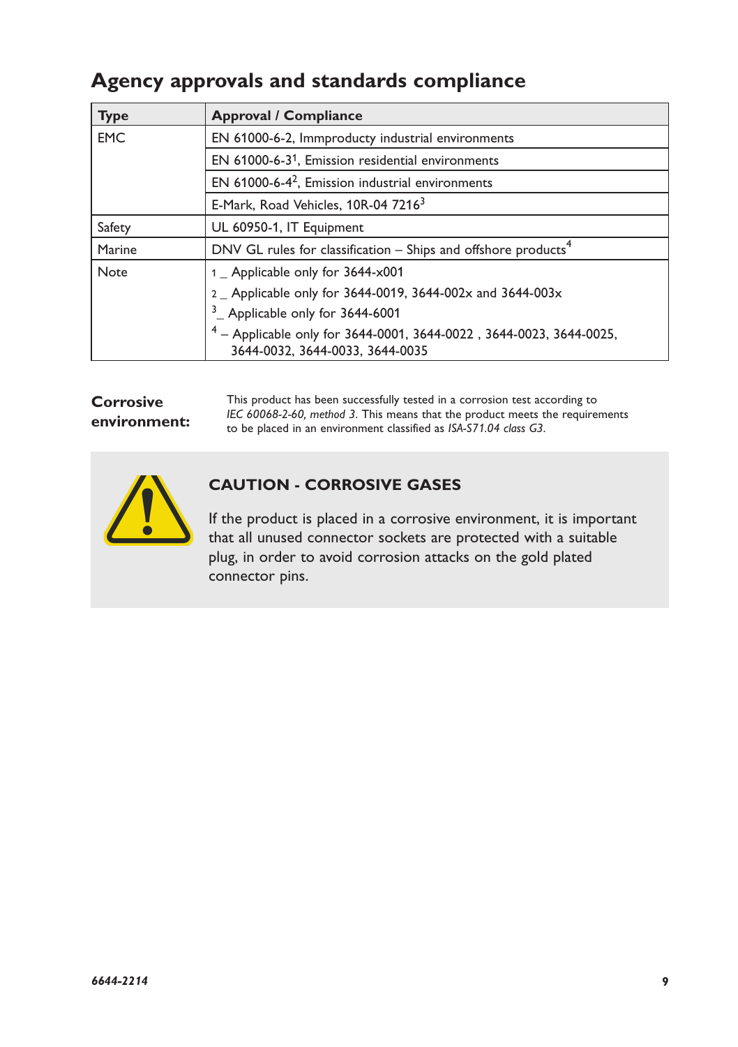## Agency approvals and standards compliance

| Type | Approval / Compliance |
|---|---|
| EMC | EN 61000-6-2, Immproducty industrial environments |
| | EN 61000-6-3[1], Emission residential environments |
| | EN 61000-6-4[2], Emission industrial environments |
| | E-Mark, Road Vehicles, 10R-04 7216[3] |
| Safety | UL 60950-1, IT Equipment |
| Marine | DNV GL rules for classification – Ships and offshore products[4] |
| Note | 1 _ Applicable only for 3644-x001<br>2 _ Applicable only for 3644-0019, 3644-002x and 3644-003x<br>3 _ Applicable only for 3644-6001<br>4 – Applicable only for 3644-0001, 3644-0022 , 3644-0023, 3644-0025, 3644-0032, 3644-0033, 3644-0035 |

**Corrosive environment:**

This product has been successfully tested in a corrosion test according to *IEC 60068-2-60, method 3*. This means that the product meets the requirements to be placed in an environment classified as *ISA-S71.04 class G3*.

### CAUTION - CORROSIVE GASES

If the product is placed in a corrosive environment, it is important that all unused connector sockets are protected with a suitable plug, in order to avoid corrosion attacks on the gold plated connector pins.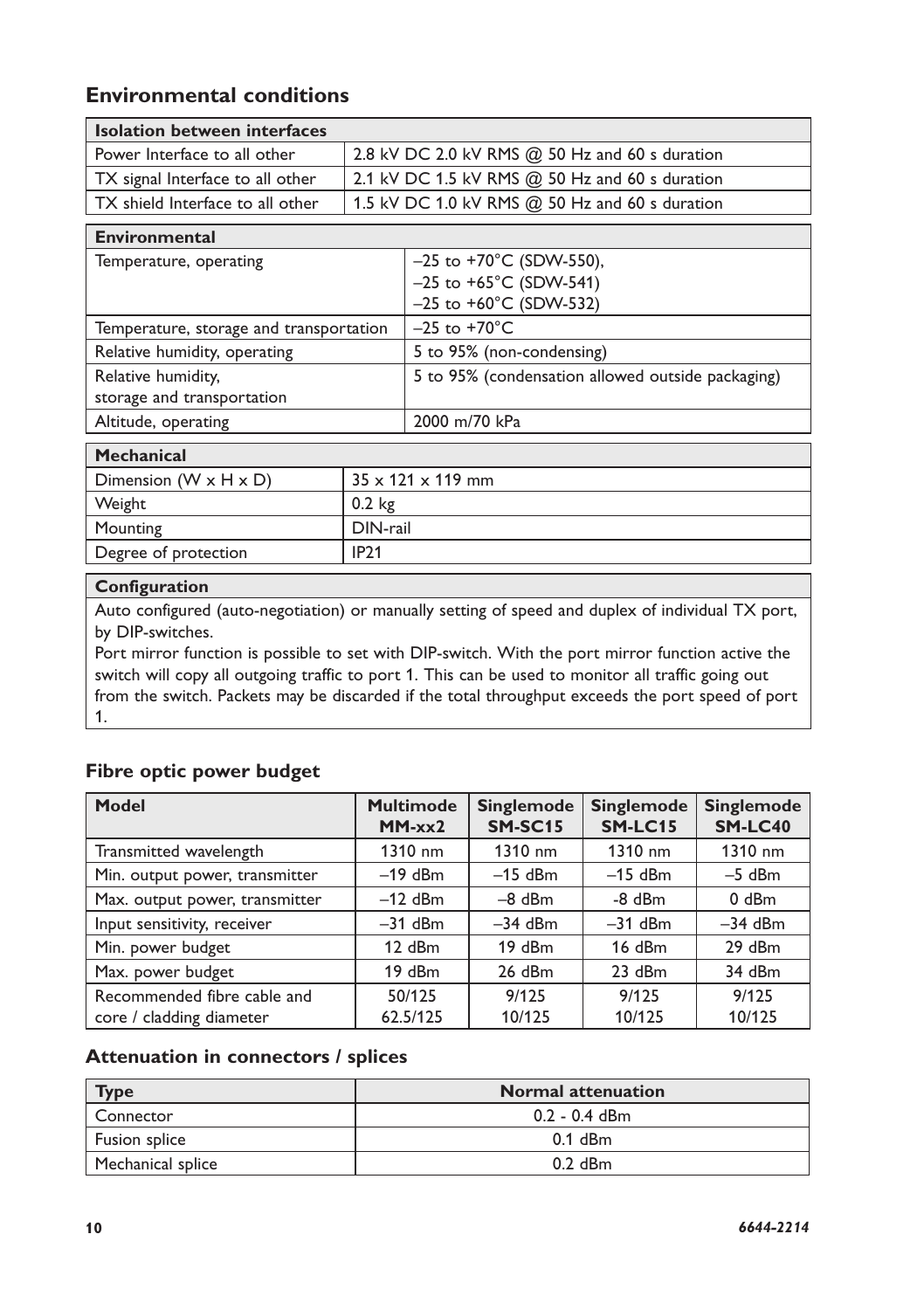## Environmental conditions

| Isolation between interfaces | |
|---|---|
| Power Interface to all other | 2.8 kV DC 2.0 kV RMS @ 50 Hz and 60 s duration |
| TX signal Interface to all other | 2.1 kV DC 1.5 kV RMS @ 50 Hz and 60 s duration |
| TX shield Interface to all other | 1.5 kV DC 1.0 kV RMS @ 50 Hz and 60 s duration |

| Environmental | |
|---|---|
| Temperature, operating | –25 to +70°C (SDW-550),<br>–25 to +65°C (SDW-541)<br>–25 to +60°C (SDW-532) |
| Temperature, storage and transportation | –25 to +70°C |
| Relative humidity, operating | 5 to 95% (non-condensing) |
| Relative humidity,<br>storage and transportation | 5 to 95% (condensation allowed outside packaging) |
| Altitude, operating | 2000 m/70 kPa |

| Mechanical | |
|---|---|
| Dimension (W x H x D) | 35 x 121 x 119 mm |
| Weight | 0.2 kg |
| Mounting | DIN-rail |
| Degree of protection | IP21 |

**Configuration**

Auto configured (auto-negotiation) or manually setting of speed and duplex of individual TX port, by DIP-switches.

Port mirror function is possible to set with DIP-switch. With the port mirror function active the switch will copy all outgoing traffic to port 1. This can be used to monitor all traffic going out from the switch. Packets may be discarded if the total throughput exceeds the port speed of port 1.

### Fibre optic power budget

| Model | Multimode MM-xx2 | Singlemode SM-SC15 | Singlemode SM-LC15 | Singlemode SM-LC40 |
|---|---|---|---|---|
| Transmitted wavelength | 1310 nm | 1310 nm | 1310 nm | 1310 nm |
| Min. output power, transmitter | –19 dBm | –15 dBm | –15 dBm | –5 dBm |
| Max. output power, transmitter | –12 dBm | –8 dBm | -8 dBm | 0 dBm |
| Input sensitivity, receiver | –31 dBm | –34 dBm | –31 dBm | –34 dBm |
| Min. power budget | 12 dBm | 19 dBm | 16 dBm | 29 dBm |
| Max. power budget | 19 dBm | 26 dBm | 23 dBm | 34 dBm |
| Recommended fibre cable and core / cladding diameter | 50/125<br>62.5/125 | 9/125<br>10/125 | 9/125<br>10/125 | 9/125<br>10/125 |

### Attenuation in connectors / splices

| Type | Normal attenuation |
|---|---|
| Connector | 0.2 - 0.4 dBm |
| Fusion splice | 0.1 dBm |
| Mechanical splice | 0.2 dBm |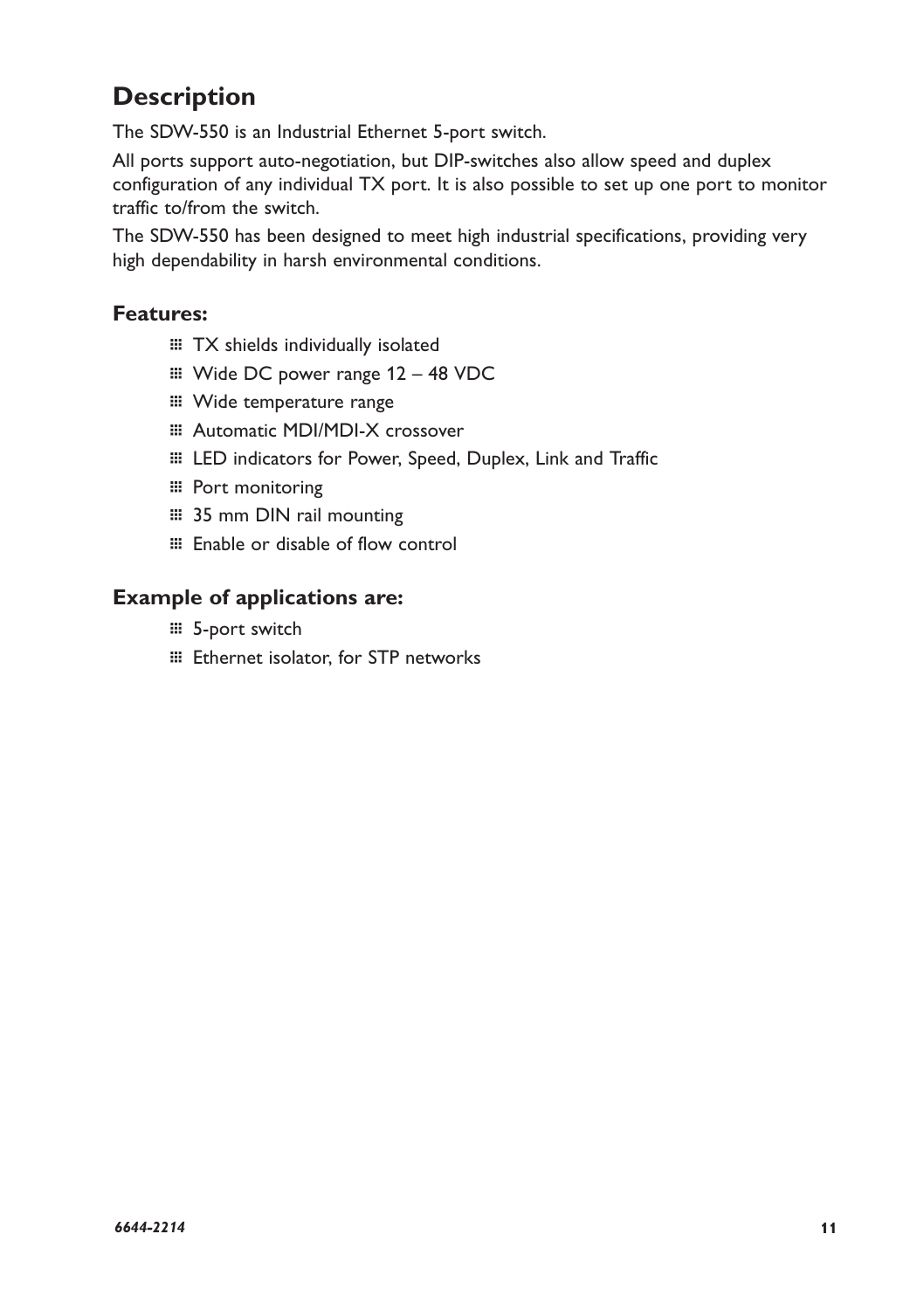# Description

The SDW-550 is an Industrial Ethernet 5-port switch.

All ports support auto-negotiation, but DIP-switches also allow speed and duplex configuration of any individual TX port. It is also possible to set up one port to monitor traffic to/from the switch.

The SDW-550 has been designed to meet high industrial specifications, providing very high dependability in harsh environmental conditions.

### Features:

- TX shields individually isolated
- Wide DC power range 12 – 48 VDC
- Wide temperature range
- Automatic MDI/MDI-X crossover
- LED indicators for Power, Speed, Duplex, Link and Traffic
- Port monitoring
- 35 mm DIN rail mounting
- Enable or disable of flow control

### Example of applications are:

- 5-port switch
- Ethernet isolator, for STP networks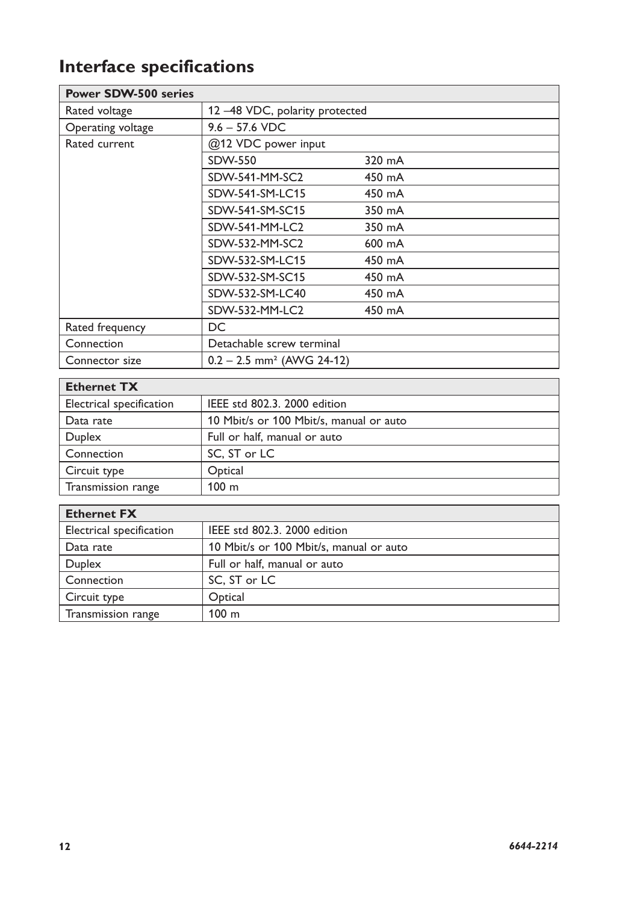## Interface specifications

| Power SDW-500 series | | |
|---|---|---|
| Rated voltage | 12 –48 VDC, polarity protected | |
| Operating voltage | 9.6 – 57.6 VDC | |
| Rated current | @12 VDC power input | |
| | SDW-550 | 320 mA |
| | SDW-541-MM-SC2 | 450 mA |
| | SDW-541-SM-LC15 | 450 mA |
| | SDW-541-SM-SC15 | 350 mA |
| | SDW-541-MM-LC2 | 350 mA |
| | SDW-532-MM-SC2 | 600 mA |
| | SDW-532-SM-LC15 | 450 mA |
| | SDW-532-SM-SC15 | 450 mA |
| | SDW-532-SM-LC40 | 450 mA |
| | SDW-532-MM-LC2 | 450 mA |
| Rated frequency | DC | |
| Connection | Detachable screw terminal | |
| Connector size | 0.2 – 2.5 mm² (AWG 24-12) | |

| Ethernet TX | |
|---|---|
| Electrical specification | IEEE std 802.3. 2000 edition |
| Data rate | 10 Mbit/s or 100 Mbit/s, manual or auto |
| Duplex | Full or half, manual or auto |
| Connection | SC, ST or LC |
| Circuit type | Optical |
| Transmission range | 100 m |

| Ethernet FX | |
|---|---|
| Electrical specification | IEEE std 802.3. 2000 edition |
| Data rate | 10 Mbit/s or 100 Mbit/s, manual or auto |
| Duplex | Full or half, manual or auto |
| Connection | SC, ST or LC |
| Circuit type | Optical |
| Transmission range | 100 m |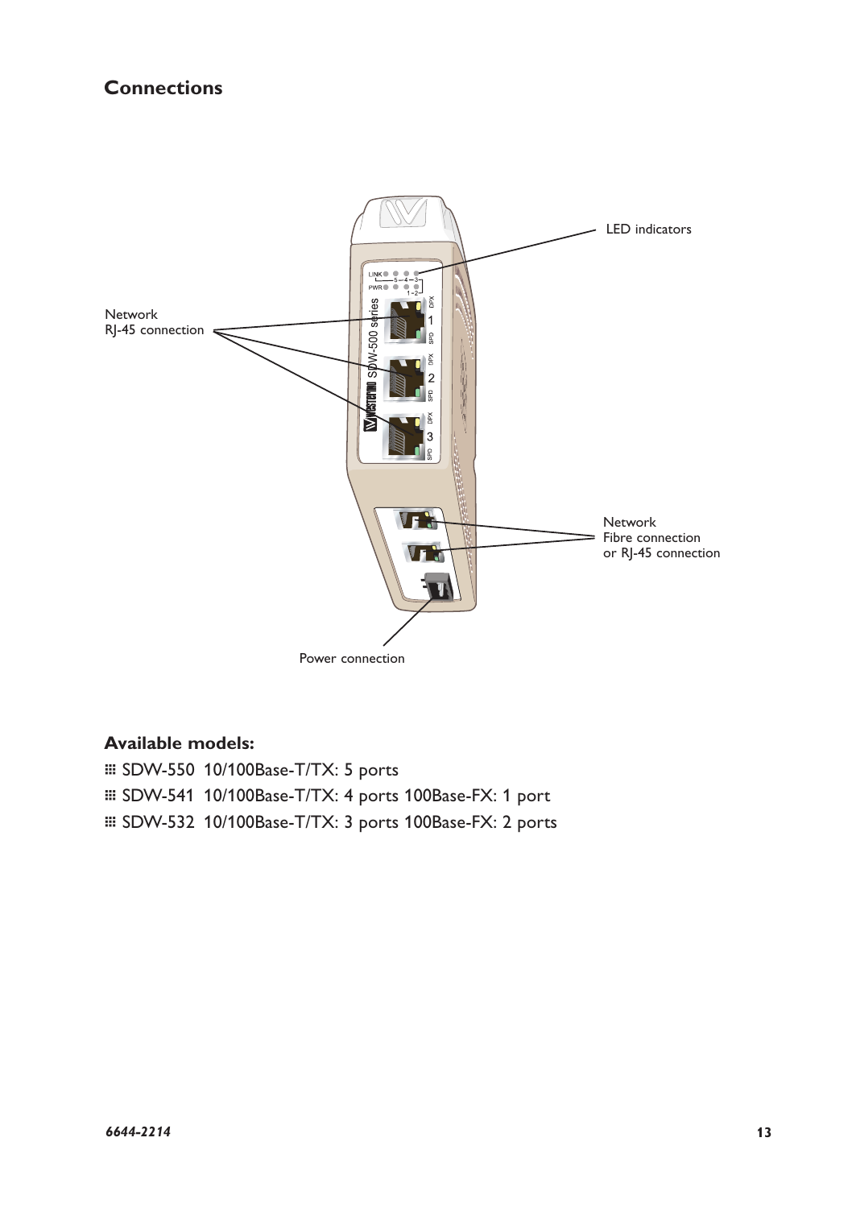## Connections

LED indicators

Network
RJ-45 connection

Network
Fibre connection
or RJ-45 connection

Power connection

### Available models:

- SDW-550 10/100Base-T/TX: 5 ports
- SDW-541 10/100Base-T/TX: 4 ports 100Base-FX: 1 port
- SDW-532 10/100Base-T/TX: 3 ports 100Base-FX: 2 ports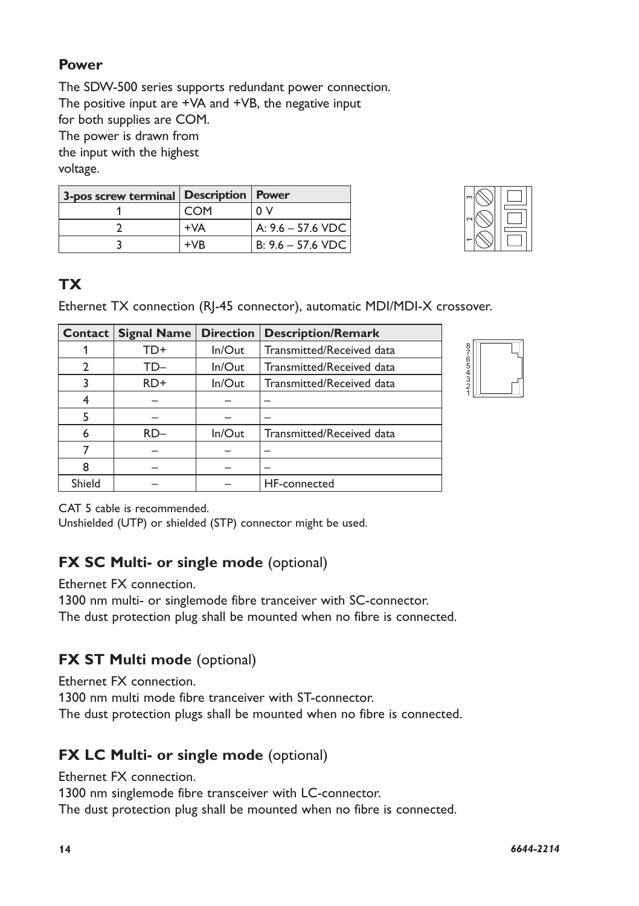## Power

The SDW-500 series supports redundant power connection.
The positive input are +VA and +VB, the negative input
for both supplies are COM.
The power is drawn from
the input with the highest
voltage.

| 3-pos screw terminal | Description | Power |
|---|---|---|
| 1 | COM | 0 V |
| 2 | +VA | A: 9.6 – 57.6 VDC |
| 3 | +VB | B: 9.6 – 57.6 VDC |

## TX

Ethernet TX connection (RJ-45 connector), automatic MDI/MDI-X crossover.

| Contact | Signal Name | Direction | Description/Remark |
|---|---|---|---|
| 1 | TD+ | In/Out | Transmitted/Received data |
| 2 | TD– | In/Out | Transmitted/Received data |
| 3 | RD+ | In/Out | Transmitted/Received data |
| 4 | – | – | – |
| 5 | – | – | – |
| 6 | RD– | In/Out | Transmitted/Received data |
| 7 | – | – | – |
| 8 | – | – | – |
| Shield | – | – | HF-connected |

CAT 5 cable is recommended.
Unshielded (UTP) or shielded (STP) connector might be used.

## FX SC Multi- or single mode (optional)

Ethernet FX connection.
1300 nm multi- or singlemode fibre tranceiver with SC-connector.
The dust protection plug shall be mounted when no fibre is connected.

## FX ST Multi mode (optional)

Ethernet FX connection.
1300 nm multi mode fibre tranceiver with ST-connector.
The dust protection plugs shall be mounted when no fibre is connected.

## FX LC Multi- or single mode (optional)

Ethernet FX connection.
1300 nm singlemode fibre transceiver with LC-connector.
The dust protection plug shall be mounted when no fibre is connected.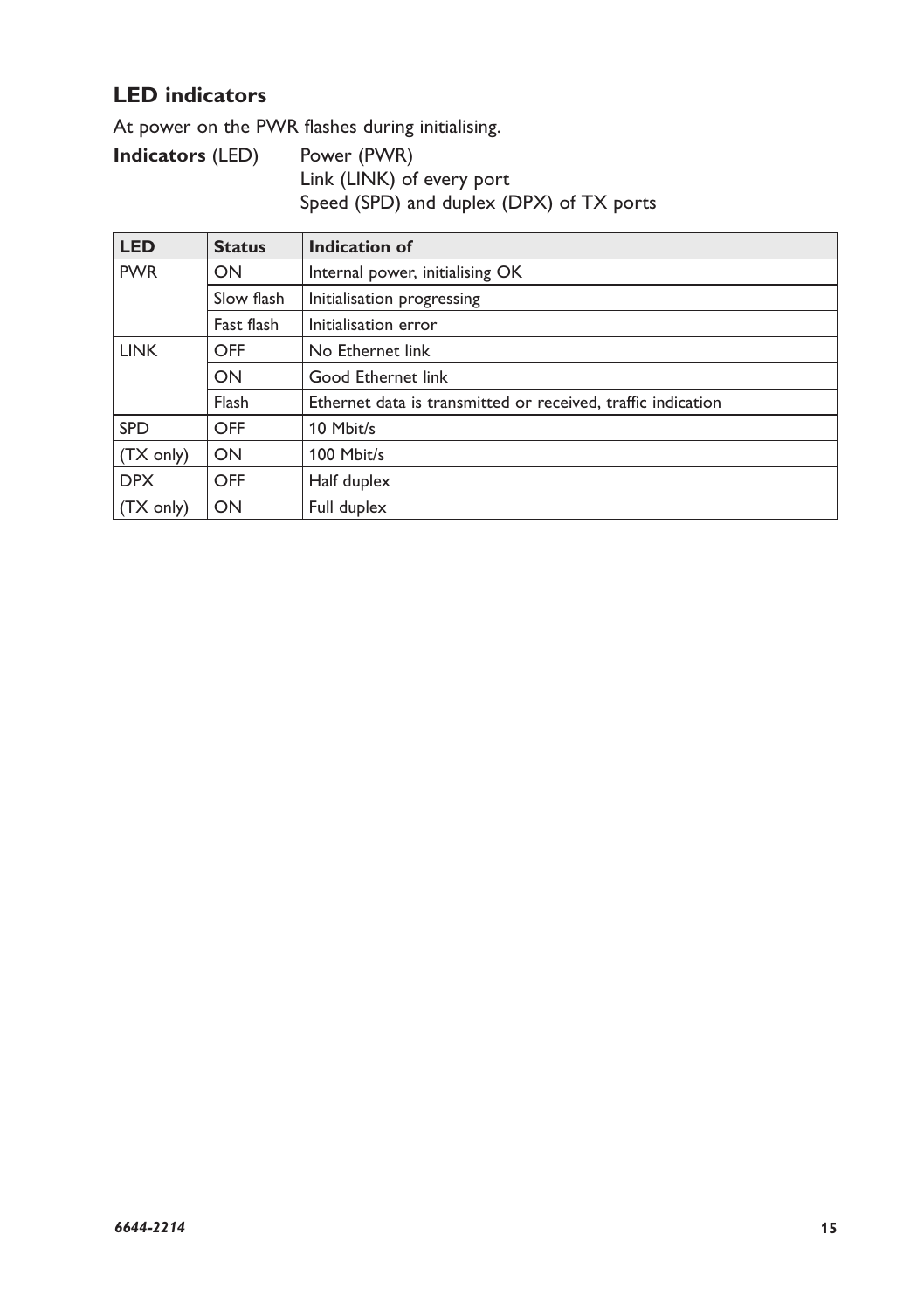## LED indicators

At power on the PWR flashes during initialising.

**Indicators** (LED) Power (PWR)
Link (LINK) of every port
Speed (SPD) and duplex (DPX) of TX ports

| LED | Status | Indication of |
|---|---|---|
| PWR | ON | Internal power, initialising OK |
| | Slow flash | Initialisation progressing |
| | Fast flash | Initialisation error |
| LINK | OFF | No Ethernet link |
| | ON | Good Ethernet link |
| | Flash | Ethernet data is transmitted or received, traffic indication |
| SPD | OFF | 10 Mbit/s |
| (TX only) | ON | 100 Mbit/s |
| DPX | OFF | Half duplex |
| (TX only) | ON | Full duplex |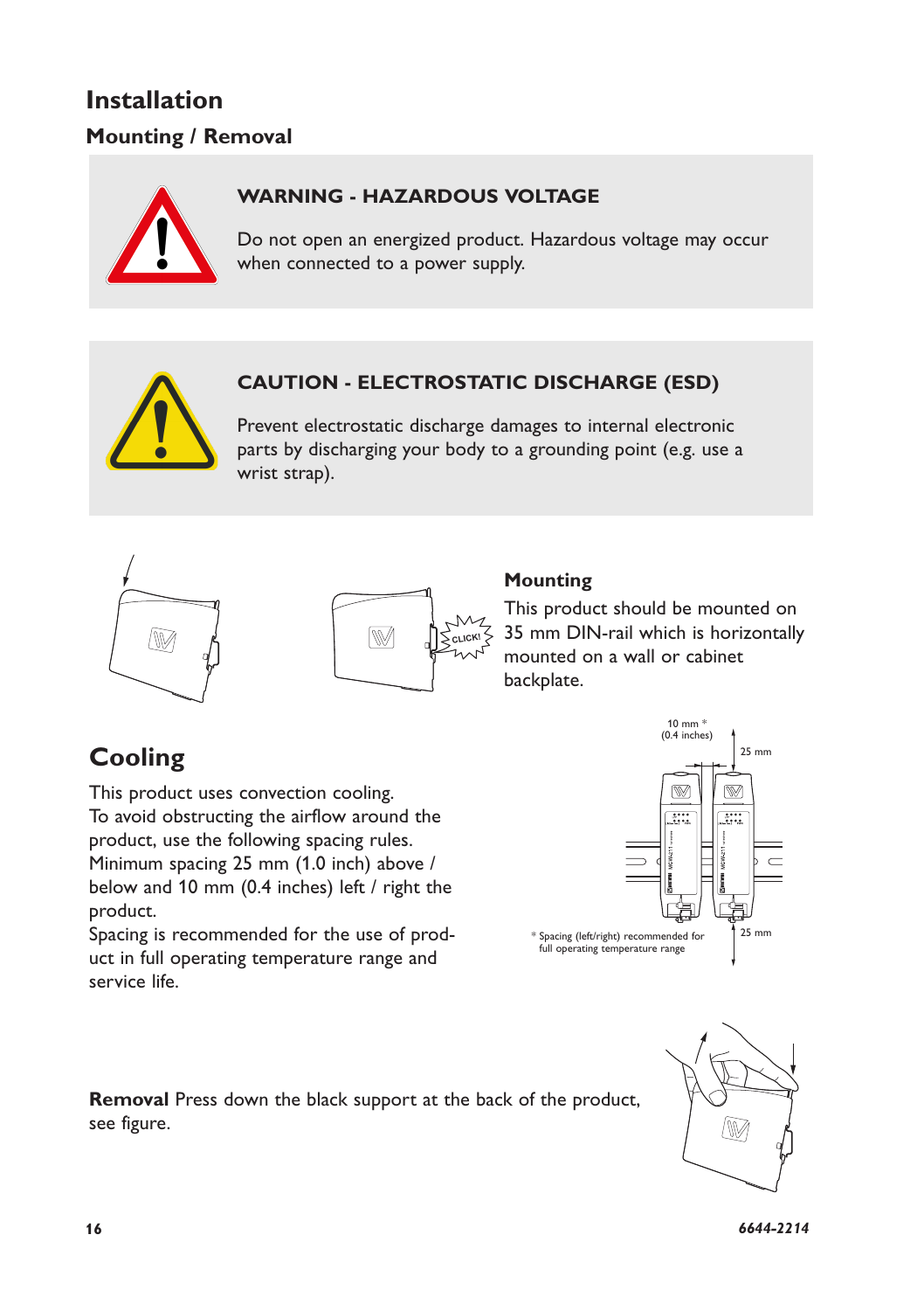# Installation

## Mounting / Removal

**WARNING - HAZARDOUS VOLTAGE**

Do not open an energized product. Hazardous voltage may occur when connected to a power supply.

**CAUTION - ELECTROSTATIC DISCHARGE (ESD)**

Prevent electrostatic discharge damages to internal electronic parts by discharging your body to a grounding point (e.g. use a wrist strap).

### Mounting

This product should be mounted on 35 mm DIN-rail which is horizontally mounted on a wall or cabinet backplate.

## Cooling

This product uses convection cooling.
To avoid obstructing the airflow around the product, use the following spacing rules.
Minimum spacing 25 mm (1.0 inch) above / below and 10 mm (0.4 inches) left / right the product.
Spacing is recommended for the use of product in full operating temperature range and service life.

10 mm * (0.4 inches)

25 mm

25 mm

* Spacing (left/right) recommended for full operating temperature range

**Removal** Press down the black support at the back of the product, see figure.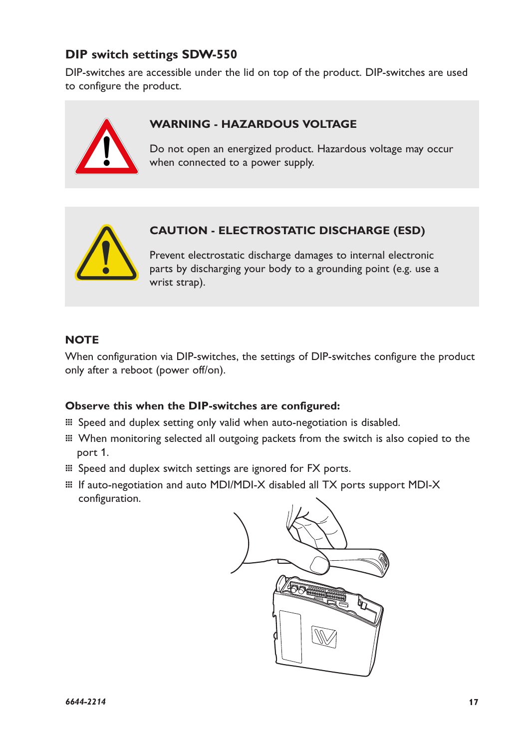## DIP switch settings SDW-550

DIP-switches are accessible under the lid on top of the product. DIP-switches are used to configure the product.

**WARNING - HAZARDOUS VOLTAGE**

Do not open an energized product. Hazardous voltage may occur when connected to a power supply.

**CAUTION - ELECTROSTATIC DISCHARGE (ESD)**

Prevent electrostatic discharge damages to internal electronic parts by discharging your body to a grounding point (e.g. use a wrist strap).

**NOTE**

When configuration via DIP-switches, the settings of DIP-switches configure the product only after a reboot (power off/on).

**Observe this when the DIP-switches are configured:**

- Speed and duplex setting only valid when auto-negotiation is disabled.
- When monitoring selected all outgoing packets from the switch is also copied to the port 1.
- Speed and duplex switch settings are ignored for FX ports.
- If auto-negotiation and auto MDI/MDI-X disabled all TX ports support MDI-X configuration.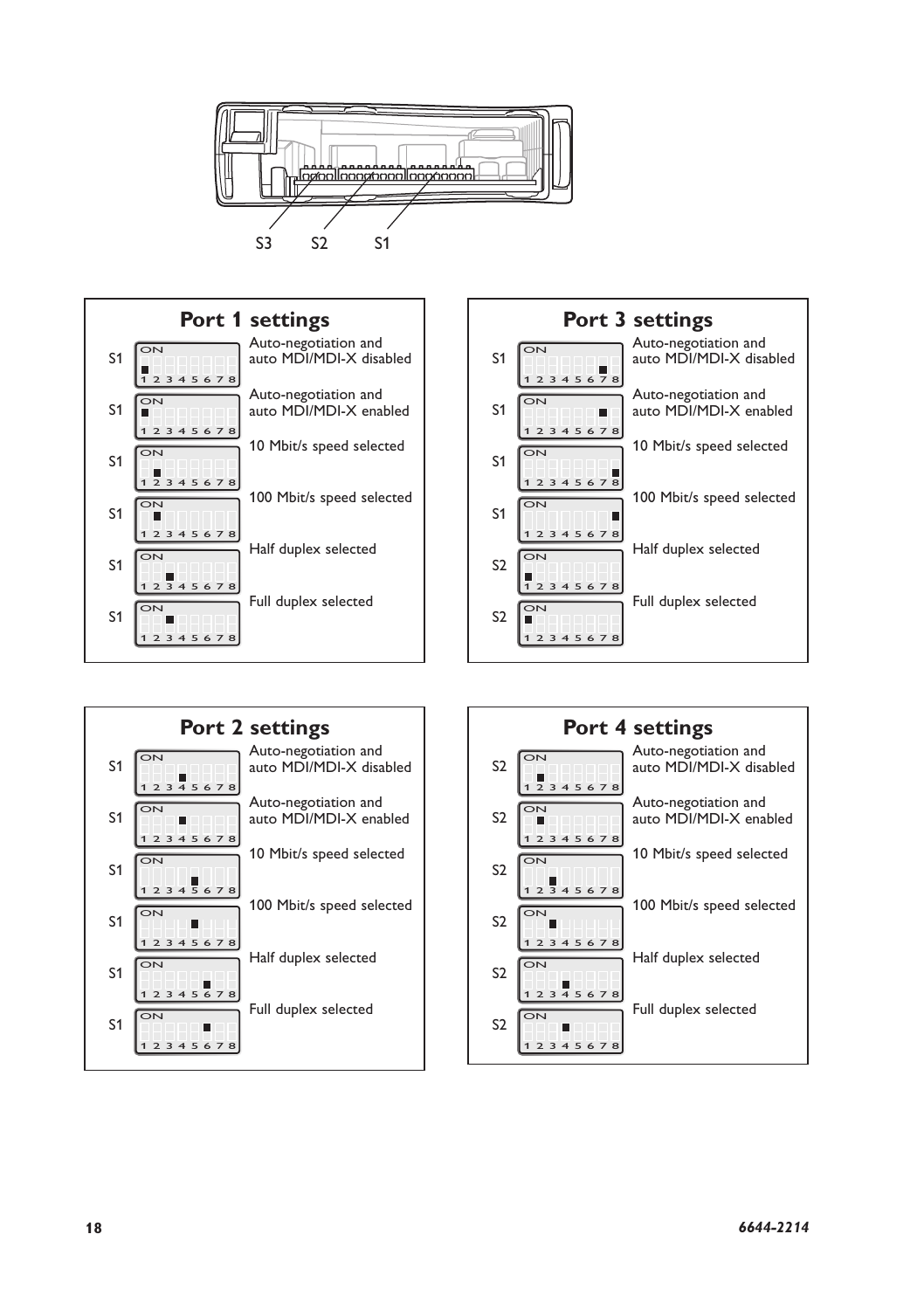S3 S2 S1

## Port 1 settings

| Switch | Setting |
|---|---|
| S1 | Auto-negotiation and auto MDI/MDI-X disabled |
| S1 | Auto-negotiation and auto MDI/MDI-X enabled |
| S1 | 10 Mbit/s speed selected |
| S1 | 100 Mbit/s speed selected |
| S1 | Half duplex selected |
| S1 | Full duplex selected |

## Port 3 settings

| Switch | Setting |
|---|---|
| S1 | Auto-negotiation and auto MDI/MDI-X disabled |
| S1 | Auto-negotiation and auto MDI/MDI-X enabled |
| S1 | 10 Mbit/s speed selected |
| S1 | 100 Mbit/s speed selected |
| S2 | Half duplex selected |
| S2 | Full duplex selected |

## Port 2 settings

| Switch | Setting |
|---|---|
| S1 | Auto-negotiation and auto MDI/MDI-X disabled |
| S1 | Auto-negotiation and auto MDI/MDI-X enabled |
| S1 | 10 Mbit/s speed selected |
| S1 | 100 Mbit/s speed selected |
| S1 | Half duplex selected |
| S1 | Full duplex selected |

## Port 4 settings

| Switch | Setting |
|---|---|
| S2 | Auto-negotiation and auto MDI/MDI-X disabled |
| S2 | Auto-negotiation and auto MDI/MDI-X enabled |
| S2 | 10 Mbit/s speed selected |
| S2 | 100 Mbit/s speed selected |
| S2 | Half duplex selected |
| S2 | Full duplex selected |

*6644-2214*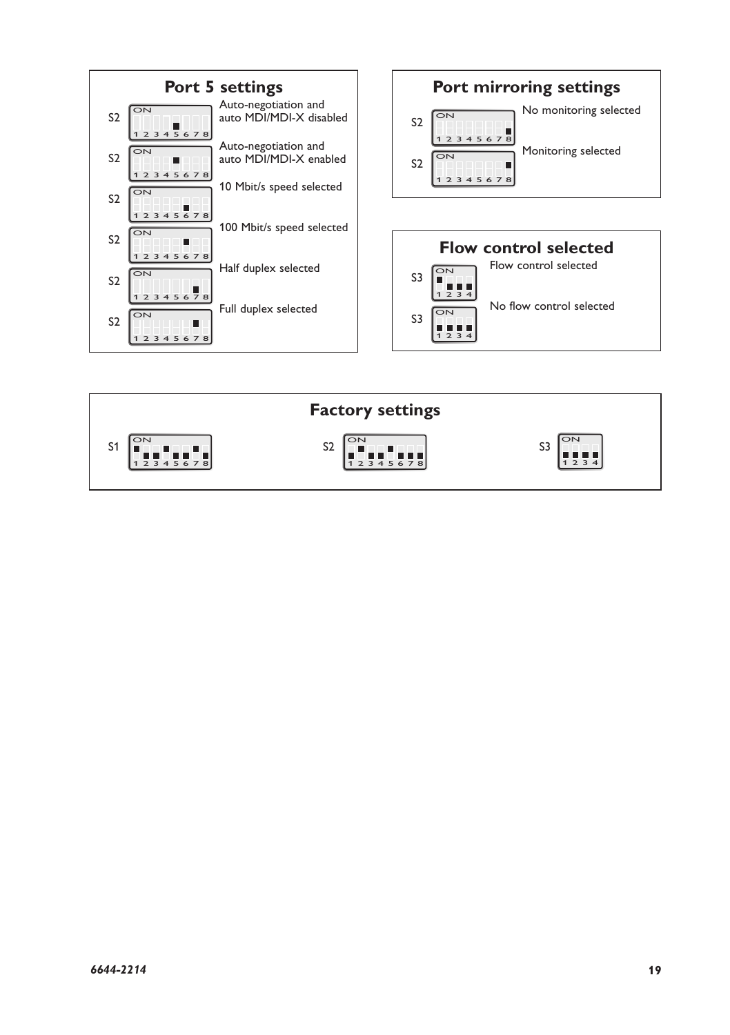## Port 5 settings

S2 — Auto-negotiation and auto MDI/MDI-X disabled

S2 — Auto-negotiation and auto MDI/MDI-X enabled

S2 — 10 Mbit/s speed selected

S2 — 100 Mbit/s speed selected

S2 — Half duplex selected

S2 — Full duplex selected

## Port mirroring settings

S2 — No monitoring selected

S2 — Monitoring selected

## Flow control selected

S3 — Flow control selected

S3 — No flow control selected

## Factory settings

S1 S2 S3

*6644-2214*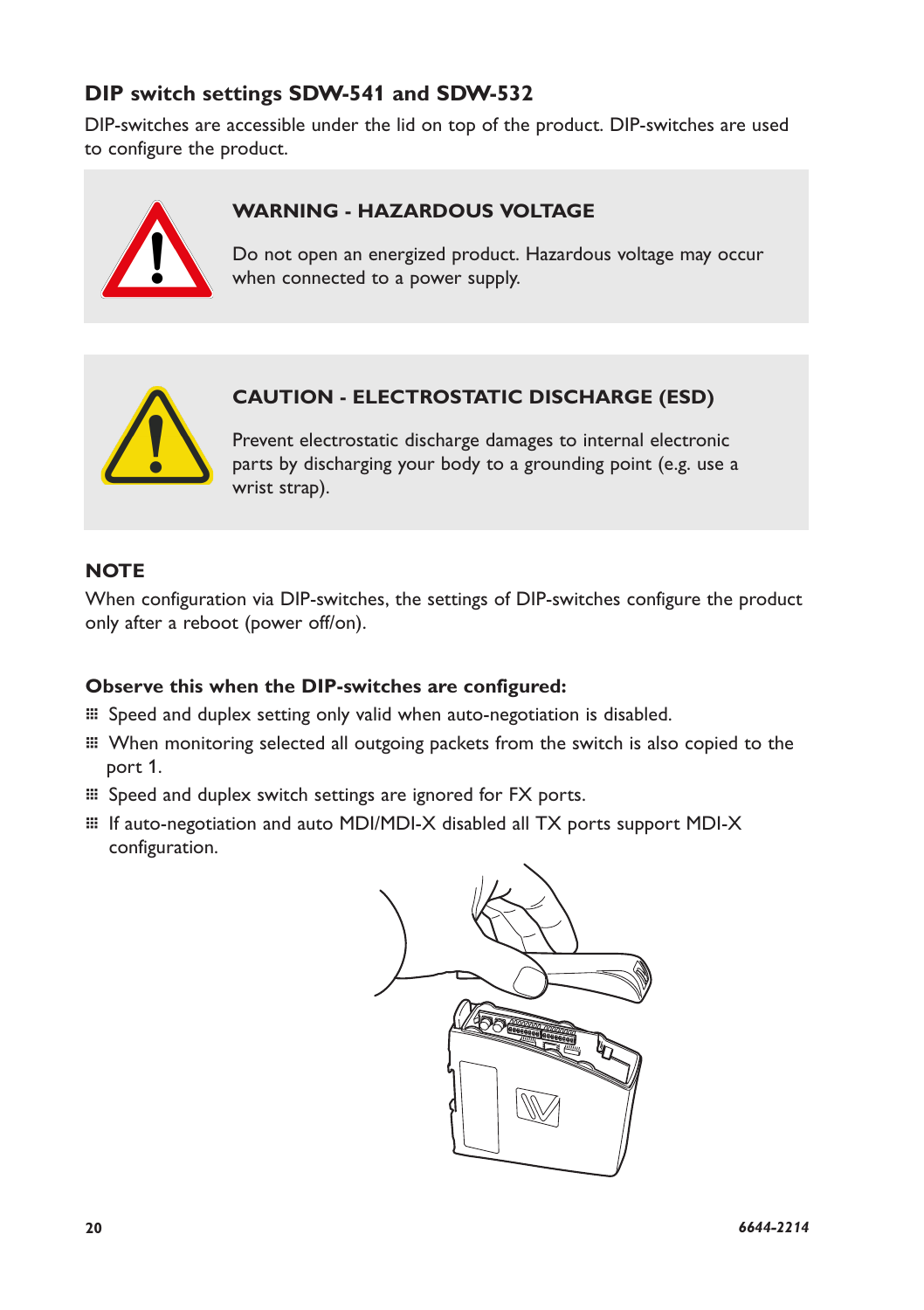## DIP switch settings SDW-541 and SDW-532

DIP-switches are accessible under the lid on top of the product. DIP-switches are used to configure the product.

### WARNING - HAZARDOUS VOLTAGE

Do not open an energized product. Hazardous voltage may occur when connected to a power supply.

### CAUTION - ELECTROSTATIC DISCHARGE (ESD)

Prevent electrostatic discharge damages to internal electronic parts by discharging your body to a grounding point (e.g. use a wrist strap).

### NOTE

When configuration via DIP-switches, the settings of DIP-switches configure the product only after a reboot (power off/on).

**Observe this when the DIP-switches are configured:**

- Speed and duplex setting only valid when auto-negotiation is disabled.
- When monitoring selected all outgoing packets from the switch is also copied to the port 1.
- Speed and duplex switch settings are ignored for FX ports.
- If auto-negotiation and auto MDI/MDI-X disabled all TX ports support MDI-X configuration.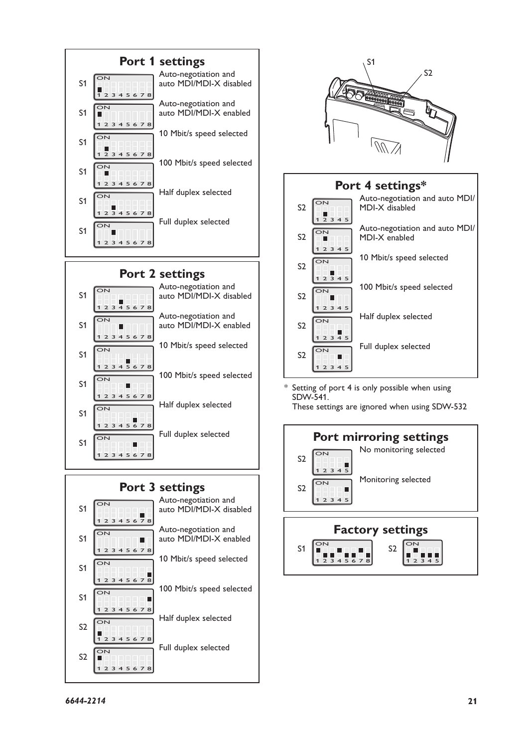## Port 1 settings

| Switch | Setting |
|---|---|
| S1 | Auto-negotiation and auto MDI/MDI-X disabled |
| S1 | Auto-negotiation and auto MDI/MDI-X enabled |
| S1 | 10 Mbit/s speed selected |
| S1 | 100 Mbit/s speed selected |
| S1 | Half duplex selected |
| S1 | Full duplex selected |

## Port 2 settings

| Switch | Setting |
|---|---|
| S1 | Auto-negotiation and auto MDI/MDI-X disabled |
| S1 | Auto-negotiation and auto MDI/MDI-X enabled |
| S1 | 10 Mbit/s speed selected |
| S1 | 100 Mbit/s speed selected |
| S1 | Half duplex selected |
| S1 | Full duplex selected |

## Port 3 settings

| Switch | Setting |
|---|---|
| S1 | Auto-negotiation and auto MDI/MDI-X disabled |
| S1 | Auto-negotiation and auto MDI/MDI-X enabled |
| S1 | 10 Mbit/s speed selected |
| S1 | 100 Mbit/s speed selected |
| S2 | Half duplex selected |
| S2 | Full duplex selected |

S1 S2

## Port 4 settings*

| Switch | Setting |
|---|---|
| S2 | Auto-negotiation and auto MDI/MDI-X disabled |
| S2 | Auto-negotiation and auto MDI/MDI-X enabled |
| S2 | 10 Mbit/s speed selected |
| S2 | 100 Mbit/s speed selected |
| S2 | Half duplex selected |
| S2 | Full duplex selected |

\* Setting of port 4 is only possible when using SDW-541.
These settings are ignored when using SDW-532

## Port mirroring settings

| Switch | Setting |
|---|---|
| S2 | No monitoring selected |
| S2 | Monitoring selected |

## Factory settings

S1 S2

6644-2214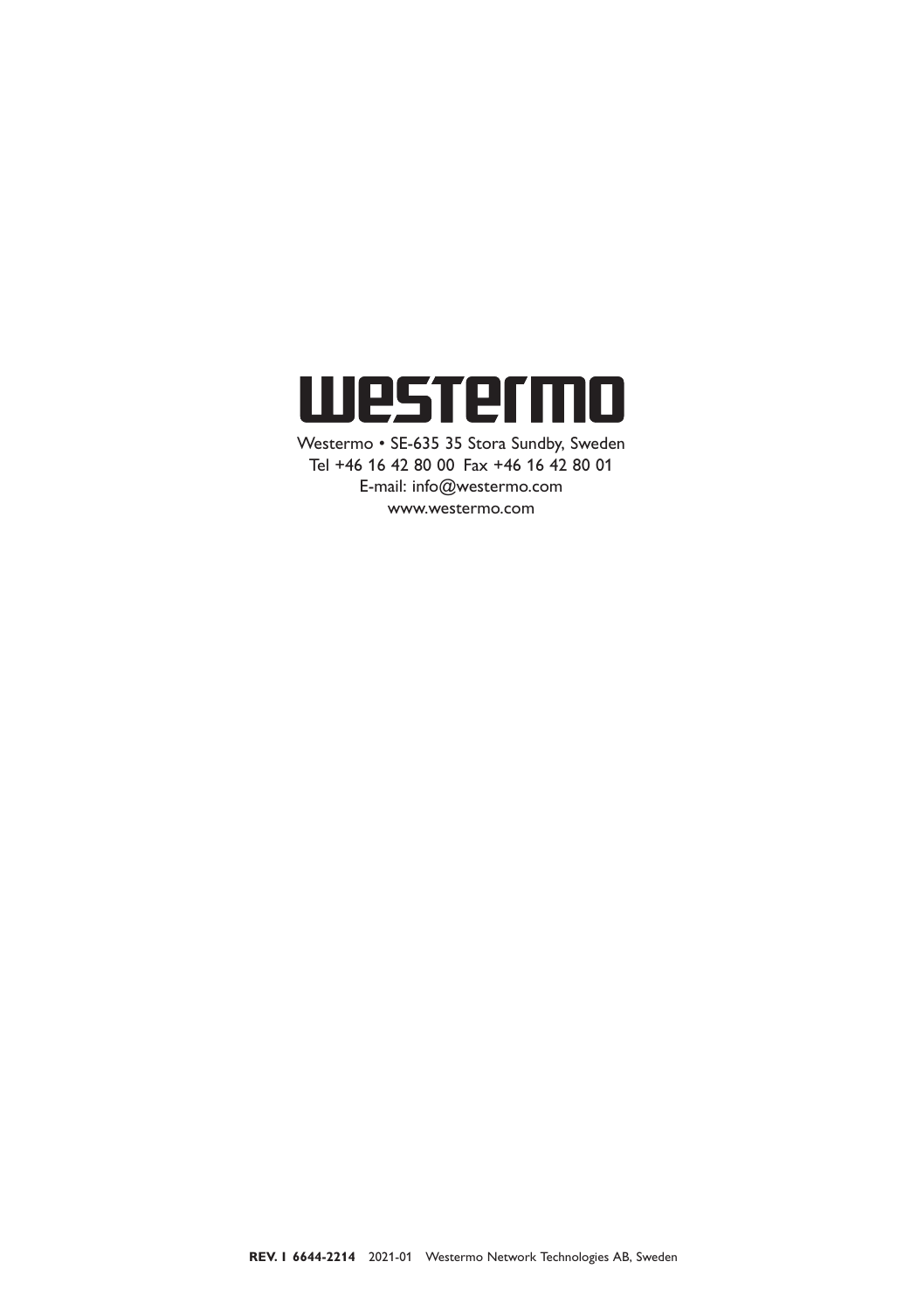westermo

Westermo • SE-635 35 Stora Sundby, Sweden
Tel +46 16 42 80 00 Fax +46 16 42 80 01
E-mail: info@westermo.com
www.westermo.com

**REV. I 6644-2214** 2021-01 Westermo Network Technologies AB, Sweden